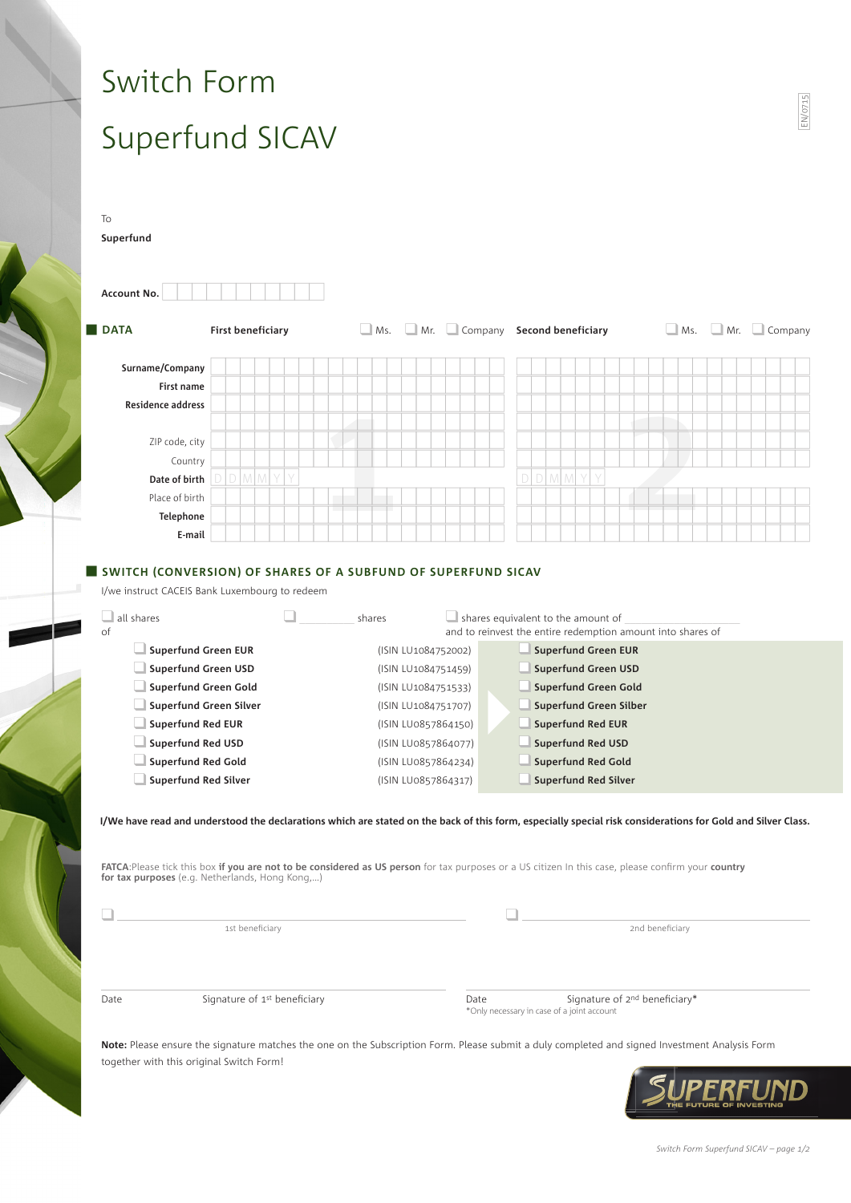# Switch Form

# Superfund SICAV

EN/0715

To

**Superfund**

**Account No.** ____________

## DATA

| | **First beneficiary** ☐ Ms. ☐ Mr. ☐ Company | **Second beneficiary** ☐ Ms. ☐ Mr. ☐ Company |
|---|---|---|
| **Surname/Company** | | |
| **First name** | | |
| **Residence address** | | |
| | | |
| ZIP code, city | | |
| Country | | |
| **Date of birth** | D D M M Y Y | D D M M Y Y |
| Place of birth | | |
| **Telephone** | | |
| **E-mail** | | |

## SWITCH (CONVERSION) OF SHARES OF A SUBFUND OF SUPERFUND SICAV

I/we instruct CACEIS Bank Luxembourg to redeem

☐ all shares ☐ ________ shares ☐ shares equivalent to the amount of ____________

of — and to reinvest the entire redemption amount into shares of

| From | ISIN | Into |
|---|---|---|
| ☐ **Superfund Green EUR** | (ISIN LU1084752002) | ☐ **Superfund Green EUR** |
| ☐ **Superfund Green USD** | (ISIN LU1084751459) | ☐ **Superfund Green USD** |
| ☐ **Superfund Green Gold** | (ISIN LU1084751533) | ☐ **Superfund Green Gold** |
| ☐ **Superfund Green Silver** | (ISIN LU1084751707) | ☐ **Superfund Green Silber** |
| ☐ **Superfund Red EUR** | (ISIN LU0857864150) | ☐ **Superfund Red EUR** |
| ☐ **Superfund Red USD** | (ISIN LU0857864077) | ☐ **Superfund Red USD** |
| ☐ **Superfund Red Gold** | (ISIN LU0857864234) | ☐ **Superfund Red Gold** |
| ☐ **Superfund Red Silver** | (ISIN LU0857864317) | ☐ **Superfund Red Silver** |

**I/We have read and understood the declarations which are stated on the back of this form, especially special risk considerations for Gold and Silver Class.**

**FATCA**:Please tick this box **if you are not to be considered as US person** for tax purposes or a US citizen In this case, please confirm your **country for tax purposes** (e.g. Netherlands, Hong Kong,...)

☐ ______________________ 1st beneficiary

☐ ______________________ 2nd beneficiary

Date ____________ Signature of 1st beneficiary

Date ____________ Signature of 2nd beneficiary*

*Only necessary in case of a joint account

**Note:** Please ensure the signature matches the one on the Subscription Form. Please submit a duly completed and signed Investment Analysis Form together with this original Switch Form!

SUPERFUND
THE FUTURE OF INVESTING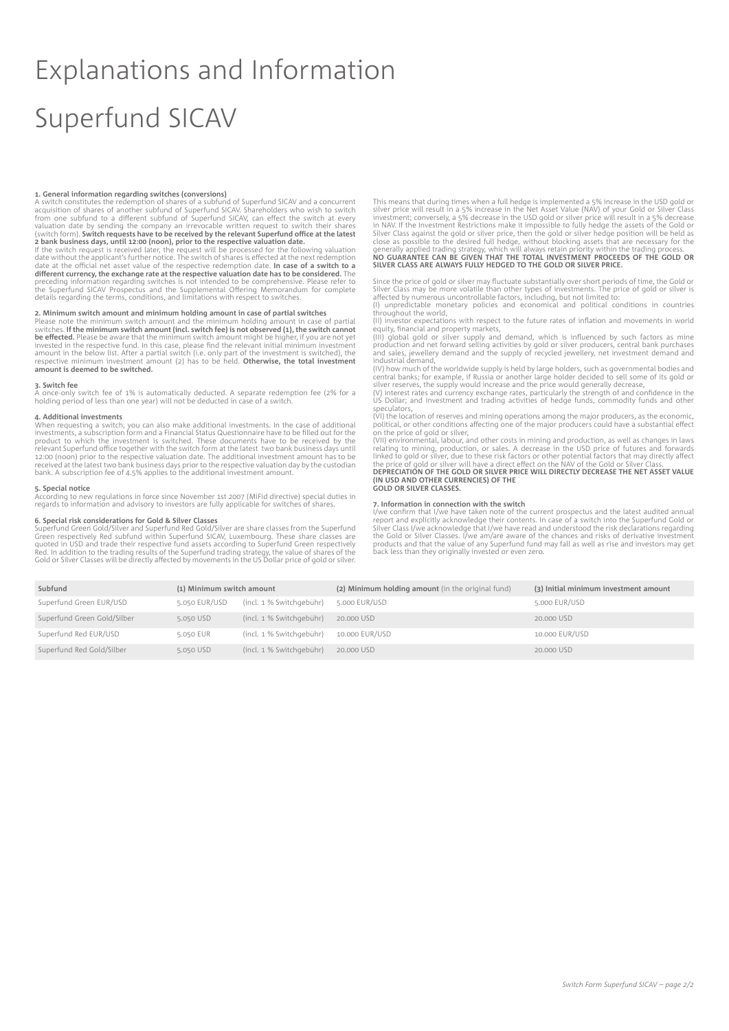# Explanations and Information

# Superfund SICAV

**1. General information regarding switches (conversions)**
A switch constitutes the redemption of shares of a subfund of Superfund SICAV and a concurrent acquisition of shares of another subfund of Superfund SICAV. Shareholders who wish to switch from one subfund to a different subfund of Superfund SICAV, can effect the switch at every valuation date by sending the company an irrevocable written request to switch their shares (switch form). **Switch requests have to be received by the relevant Superfund office at the latest 2 bank business days, until 12:00 (noon), prior to the respective valuation date.**
If the switch request is received later, the request will be processed for the following valuation date without the applicant's further notice. The switch of shares is effected at the next redemption date at the official net asset value of the respective redemption date. **In case of a switch to a different currency, the exchange rate at the respective valuation date has to be considered.** The preceding information regarding switches is not intended to be comprehensive. Please refer to the Superfund SICAV Prospectus and the Supplemental Offering Memorandum for complete details regarding the terms, conditions, and limitations with respect to switches.

**2. Minimum switch amount and minimum holding amount in case of partial switches**
Please note the minimum switch amount and the minimum holding amount in case of partial switches. **If the minimum switch amount (incl. switch fee) is not observed (1), the switch cannot be effected.** Please be aware that the minimum switch amount might be higher, if you are not yet invested in the respective fund. In this case, please find the relevant initial minimum investment amount in the below list. After a partial switch (i.e. only part of the investment is switched), the respective minimum investment amount (2) has to be held. **Otherwise, the total investment amount is deemed to be switched.**

**3. Switch fee**
A once-only switch fee of 1% is automatically deducted. A separate redemption fee (2% for a holding period of less than one year) will not be deducted in case of a switch.

**4. Additional investments**
When requesting a switch, you can also make additional investments. In the case of additional investments, a subscription form and a Financial Status Questionnaire have to be filled out for the product to which the investment is switched. These documents have to be received by the relevant Superfund office together with the switch form at the latest two bank business days until 12:00 (noon) prior to the respective valuation date. The additional investment amount has to be received at the latest two bank business days prior to the respective valuation day by the custodian bank. A subscription fee of 4.5% applies to the additional investment amount.

**5. Special notice**
According to new regulations in force since November 1st 2007 (MiFid directive) special duties in regards to information and advisory to investors are fully applicable for switches of shares.

**6. Special risk considerations for Gold & Silver Classes**
Superfund Green Gold/Silver and Superfund Red Gold/Silver are share classes from the Superfund Green respectively Red subfund within Superfund SICAV, Luxembourg. These share classes are quoted in USD and trade their respective fund assets according to Superfund Green respectively Red. In addition to the trading results of the Superfund trading strategy, the value of shares of the Gold or Silver Classes will be directly affected by movements in the US Dollar price of gold or silver.

This means that during times when a full hedge is implemented a 5% increase in the USD gold or silver price will result in a 5% increase in the Net Asset Value (NAV) of your Gold or Silver Class investment; conversely, a 5% decrease in the USD gold or silver price will result in a 5% decrease in NAV. If the Investment Restrictions make it impossible to fully hedge the assets of the Gold or Silver Class against the gold or silver price, then the gold or silver hedge position will be held as close as possible to the desired full hedge, without blocking assets that are necessary for the generally applied trading strategy, which will always retain priority within the trading process.
**NO GUARANTEE CAN BE GIVEN THAT THE TOTAL INVESTMENT PROCEEDS OF THE GOLD OR SILVER CLASS ARE ALWAYS FULLY HEDGED TO THE GOLD OR SILVER PRICE.**

Since the price of gold or silver may fluctuate substantially over short periods of time, the Gold or Silver Class may be more volatile than other types of investments. The price of gold or silver is affected by numerous uncontrollable factors, including, but not limited to:
(I) unpredictable monetary policies and economical and political conditions in countries throughout the world,
(II) investor expectations with respect to the future rates of inflation and movements in world equity, financial and property markets,
(III) global gold or silver supply and demand, which is influenced by such factors as mine production and net forward selling activities by gold or silver producers, central bank purchases and sales, jewellery demand and the supply of recycled jewellery, net investment demand and industrial demand,
(IV) how much of the worldwide supply is held by large holders, such as governmental bodies and central banks; for example, if Russia or another large holder decided to sell some of its gold or silver reserves, the supply would increase and the price would generally decrease,
(V) interest rates and currency exchange rates, particularly the strength of and confidence in the US Dollar; and Investment and trading activities of hedge funds, commodity funds and other speculators,
(VI) the location of reserves and mining operations among the major producers, as the economic, political, or other conditions affecting one of the major producers could have a substantial effect on the price of gold or silver,
(VII) environmental, labour, and other costs in mining and production, as well as changes in laws relating to mining, production, or sales. A decrease in the USD price of futures and forwards linked to gold or silver, due to these risk factors or other potential factors that may directly affect the price of gold or silver will have a direct effect on the NAV of the Gold or Silver Class.
**DEPRECIATION OF THE GOLD OR SILVER PRICE WILL DIRECTLY DECREASE THE NET ASSET VALUE (IN USD AND OTHER CURRENCIES) OF THE GOLD OR SILVER CLASSES.**

**7. Information in connection with the switch**
I/we confirm that I/we have taken note of the current prospectus and the latest audited annual report and explicitly acknowledge their contents. In case of a switch into the Superfund Gold or Silver Class I/we acknowledge that I/we have read and understood the risk declarations regarding the Gold or Silver Classes. I/we am/are aware of the chances and risks of derivative investment products and that the value of any Superfund fund may fall as well as rise and investors may get back less than they originally invested or even zero.

| Subfund | (1) Minimum switch amount | | (2) Minimum holding amount (in the original fund) | (3) Initial minimum investment amount |
|---|---|---|---|---|
| Superfund Green EUR/USD | 5.050 EUR/USD | (incl. 1 % Switchgebühr) | 5.000 EUR/USD | 5.000 EUR/USD |
| Superfund Green Gold/Silber | 5.050 USD | (incl. 1 % Switchgebühr) | 20.000 USD | 20.000 USD |
| Superfund Red EUR/USD | 5.050 EUR | (incl. 1 % Switchgebühr) | 10.000 EUR/USD | 10.000 EUR/USD |
| Superfund Red Gold/Silber | 5.050 USD | (incl. 1 % Switchgebühr) | 20.000 USD | 20.000 USD |